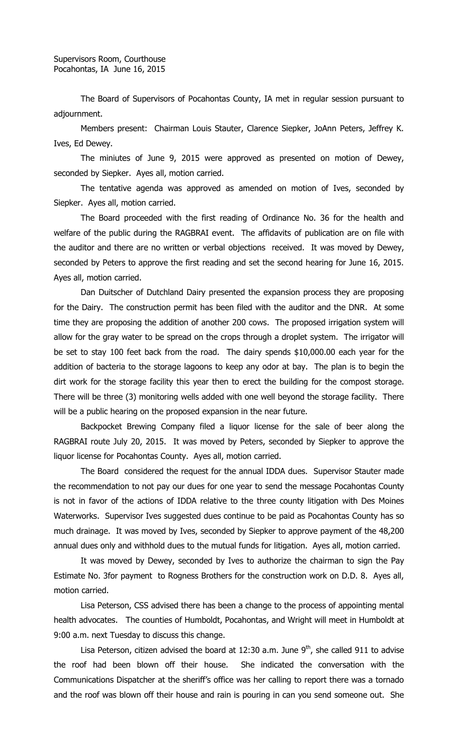Supervisors Room, Courthouse
Pocahontas, IA June 16, 2015

The Board of Supervisors of Pocahontas County, IA met in regular session pursuant to adjournment.

Members present: Chairman Louis Stauter, Clarence Siepker, JoAnn Peters, Jeffrey K. Ives, Ed Dewey.

The miniutes of June 9, 2015 were approved as presented on motion of Dewey, seconded by Siepker. Ayes all, motion carried.

The tentative agenda was approved as amended on motion of Ives, seconded by Siepker. Ayes all, motion carried.

The Board proceeded with the first reading of Ordinance No. 36 for the health and welfare of the public during the RAGBRAI event. The affidavits of publication are on file with the auditor and there are no written or verbal objections received. It was moved by Dewey, seconded by Peters to approve the first reading and set the second hearing for June 16, 2015. Ayes all, motion carried.

Dan Duitscher of Dutchland Dairy presented the expansion process they are proposing for the Dairy. The construction permit has been filed with the auditor and the DNR. At some time they are proposing the addition of another 200 cows. The proposed irrigation system will allow for the gray water to be spread on the crops through a droplet system. The irrigator will be set to stay 100 feet back from the road. The dairy spends $10,000.00 each year for the addition of bacteria to the storage lagoons to keep any odor at bay. The plan is to begin the dirt work for the storage facility this year then to erect the building for the compost storage. There will be three (3) monitoring wells added with one well beyond the storage facility. There will be a public hearing on the proposed expansion in the near future.

Backpocket Brewing Company filed a liquor license for the sale of beer along the RAGBRAI route July 20, 2015. It was moved by Peters, seconded by Siepker to approve the liquor license for Pocahontas County. Ayes all, motion carried.

The Board considered the request for the annual IDDA dues. Supervisor Stauter made the recommendation to not pay our dues for one year to send the message Pocahontas County is not in favor of the actions of IDDA relative to the three county litigation with Des Moines Waterworks. Supervisor Ives suggested dues continue to be paid as Pocahontas County has so much drainage. It was moved by Ives, seconded by Siepker to approve payment of the 48,200 annual dues only and withhold dues to the mutual funds for litigation. Ayes all, motion carried.

It was moved by Dewey, seconded by Ives to authorize the chairman to sign the Pay Estimate No. 3for payment to Rogness Brothers for the construction work on D.D. 8. Ayes all, motion carried.

Lisa Peterson, CSS advised there has been a change to the process of appointing mental health advocates. The counties of Humboldt, Pocahontas, and Wright will meet in Humboldt at 9:00 a.m. next Tuesday to discuss this change.

Lisa Peterson, citizen advised the board at 12:30 a.m. June 9th, she called 911 to advise the roof had been blown off their house. She indicated the conversation with the Communications Dispatcher at the sheriff's office was her calling to report there was a tornado and the roof was blown off their house and rain is pouring in can you send someone out. She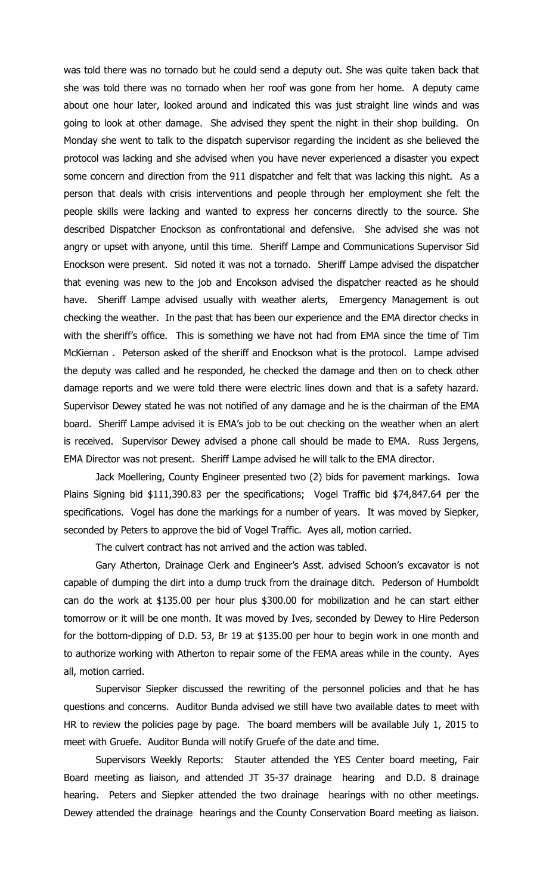was told there was no tornado but he could send a deputy out. She was quite taken back that she was told there was no tornado when her roof was gone from her home. A deputy came about one hour later, looked around and indicated this was just straight line winds and was going to look at other damage. She advised they spent the night in their shop building. On Monday she went to talk to the dispatch supervisor regarding the incident as she believed the protocol was lacking and she advised when you have never experienced a disaster you expect some concern and direction from the 911 dispatcher and felt that was lacking this night. As a person that deals with crisis interventions and people through her employment she felt the people skills were lacking and wanted to express her concerns directly to the source. She described Dispatcher Enockson as confrontational and defensive. She advised she was not angry or upset with anyone, until this time. Sheriff Lampe and Communications Supervisor Sid Enockson were present. Sid noted it was not a tornado. Sheriff Lampe advised the dispatcher that evening was new to the job and Encokson advised the dispatcher reacted as he should have. Sheriff Lampe advised usually with weather alerts, Emergency Management is out checking the weather. In the past that has been our experience and the EMA director checks in with the sheriff's office. This is something we have not had from EMA since the time of Tim McKiernan . Peterson asked of the sheriff and Enockson what is the protocol. Lampe advised the deputy was called and he responded, he checked the damage and then on to check other damage reports and we were told there were electric lines down and that is a safety hazard. Supervisor Dewey stated he was not notified of any damage and he is the chairman of the EMA board. Sheriff Lampe advised it is EMA's job to be out checking on the weather when an alert is received. Supervisor Dewey advised a phone call should be made to EMA. Russ Jergens, EMA Director was not present. Sheriff Lampe advised he will talk to the EMA director.

Jack Moellering, County Engineer presented two (2) bids for pavement markings. Iowa Plains Signing bid $111,390.83 per the specifications; Vogel Traffic bid $74,847.64 per the specifications. Vogel has done the markings for a number of years. It was moved by Siepker, seconded by Peters to approve the bid of Vogel Traffic. Ayes all, motion carried.

The culvert contract has not arrived and the action was tabled.

Gary Atherton, Drainage Clerk and Engineer's Asst. advised Schoon's excavator is not capable of dumping the dirt into a dump truck from the drainage ditch. Pederson of Humboldt can do the work at $135.00 per hour plus $300.00 for mobilization and he can start either tomorrow or it will be one month. It was moved by Ives, seconded by Dewey to Hire Pederson for the bottom-dipping of D.D. 53, Br 19 at $135.00 per hour to begin work in one month and to authorize working with Atherton to repair some of the FEMA areas while in the county. Ayes all, motion carried.

Supervisor Siepker discussed the rewriting of the personnel policies and that he has questions and concerns. Auditor Bunda advised we still have two available dates to meet with HR to review the policies page by page. The board members will be available July 1, 2015 to meet with Gruefe. Auditor Bunda will notify Gruefe of the date and time.

Supervisors Weekly Reports: Stauter attended the YES Center board meeting, Fair Board meeting as liaison, and attended JT 35-37 drainage hearing and D.D. 8 drainage hearing. Peters and Siepker attended the two drainage hearings with no other meetings. Dewey attended the drainage hearings and the County Conservation Board meeting as liaison.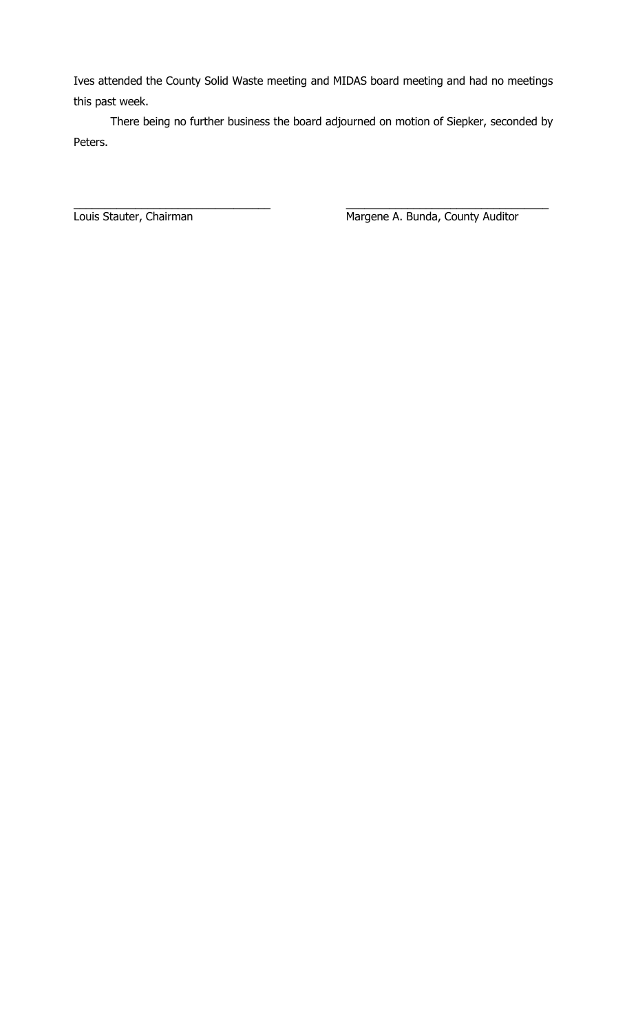Ives attended the County Solid Waste meeting and MIDAS board meeting and had no meetings this past week.

There being no further business the board adjourned on motion of Siepker, seconded by Peters.

| | |
|---|---|
| ______________________________ | ______________________________ |
| Louis Stauter, Chairman | Margene A. Bunda, County Auditor |